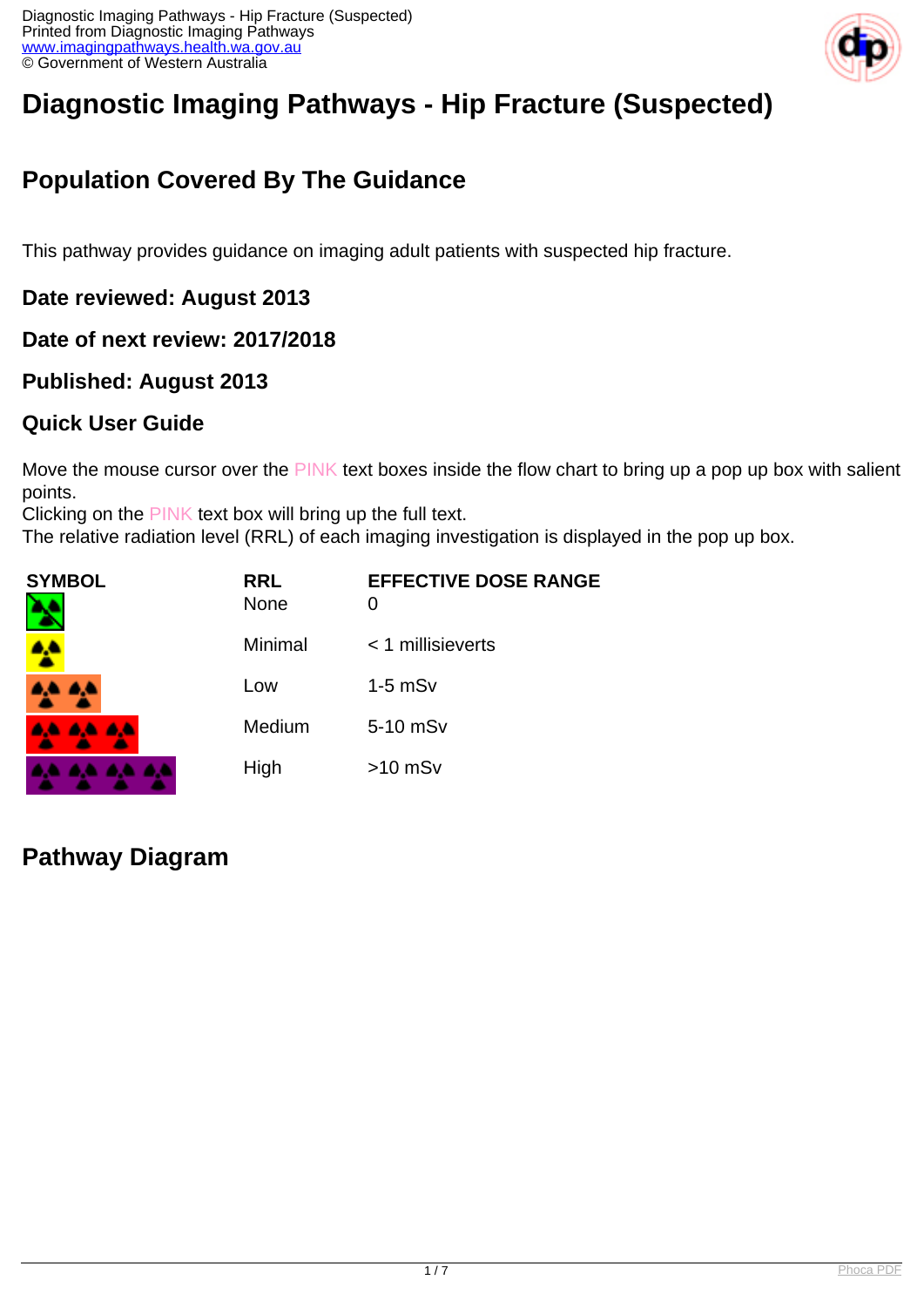# Diagnostic Imaging Pathways - Hip Fracture (Suspected)

## Population Covered By The Guidance

This pathway provides guidance on imaging adult patients with suspected hip fracture.

### Date reviewed: August 2013

### Date of next review: 2017/2018

### Published: August 2013

### Quick User Guide

Move the mouse cursor over the PINK text boxes inside the flow chart to bring up a pop up box with salient points.
Clicking on the PINK text box will bring up the full text.
The relative radiation level (RRL) of each imaging investigation is displayed in the pop up box.

| SYMBOL | RRL | EFFECTIVE DOSE RANGE |
|---|---|---|
| | None | 0 |
| | Minimal | < 1 millisieverts |
| | Low | 1-5 mSv |
| | Medium | 5-10 mSv |
| | High | >10 mSv |

## Pathway Diagram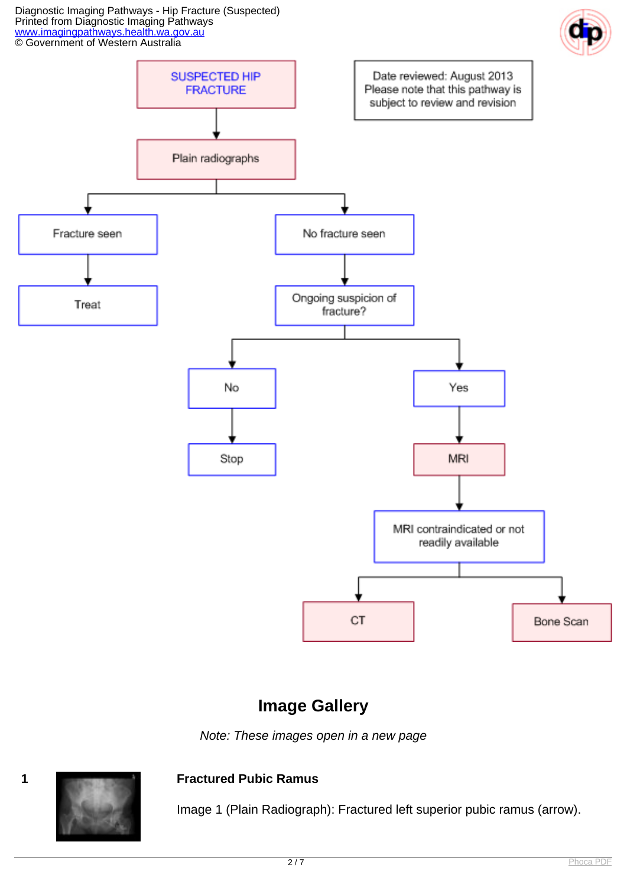SUSPECTED HIP FRACTURE

Date reviewed: August 2013
Please note that this pathway is subject to review and revision

- SUSPECTED HIP FRACTURE → Plain radiographs
  - Fracture seen → Treat
  - No fracture seen → Ongoing suspicion of fracture?
    - No → Stop
    - Yes → MRI → MRI contraindicated or not readily available
      - CT
      - Bone Scan

## Image Gallery

*Note: These images open in a new page*

1

**Fractured Pubic Ramus**

Image 1 (Plain Radiograph): Fractured left superior pubic ramus (arrow).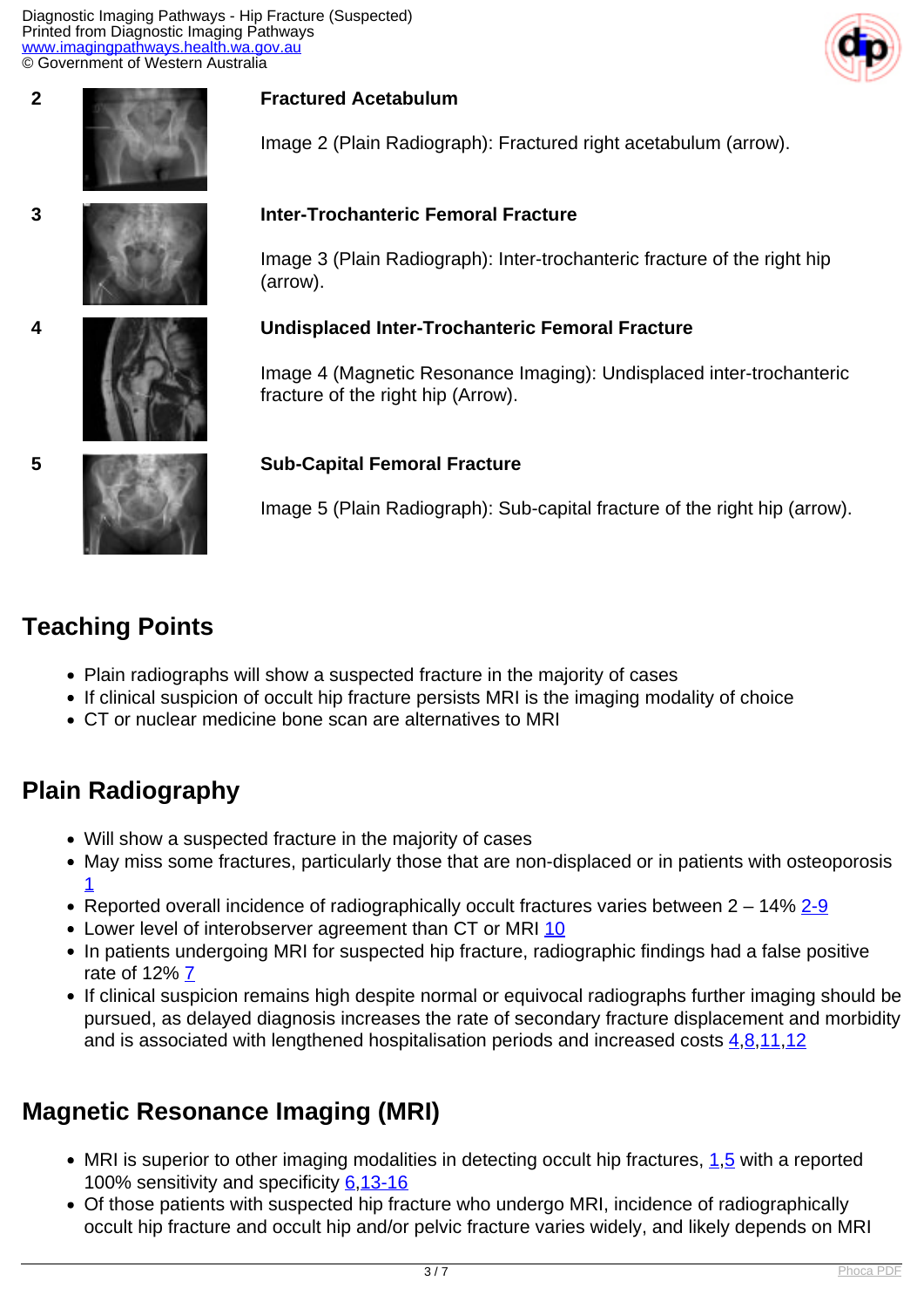2

**Fractured Acetabulum**

Image 2 (Plain Radiograph): Fractured right acetabulum (arrow).

3

**Inter-Trochanteric Femoral Fracture**

Image 3 (Plain Radiograph): Inter-trochanteric fracture of the right hip (arrow).

4

**Undisplaced Inter-Trochanteric Femoral Fracture**

Image 4 (Magnetic Resonance Imaging): Undisplaced inter-trochanteric fracture of the right hip (Arrow).

5

**Sub-Capital Femoral Fracture**

Image 5 (Plain Radiograph): Sub-capital fracture of the right hip (arrow).

## Teaching Points

- Plain radiographs will show a suspected fracture in the majority of cases
- If clinical suspicion of occult hip fracture persists MRI is the imaging modality of choice
- CT or nuclear medicine bone scan are alternatives to MRI

## Plain Radiography

- Will show a suspected fracture in the majority of cases
- May miss some fractures, particularly those that are non-displaced or in patients with osteoporosis 1
- Reported overall incidence of radiographically occult fractures varies between 2 – 14% 2-9
- Lower level of interobserver agreement than CT or MRI 10
- In patients undergoing MRI for suspected hip fracture, radiographic findings had a false positive rate of 12% 7
- If clinical suspicion remains high despite normal or equivocal radiographs further imaging should be pursued, as delayed diagnosis increases the rate of secondary fracture displacement and morbidity and is associated with lengthened hospitalisation periods and increased costs 4,8,11,12

## Magnetic Resonance Imaging (MRI)

- MRI is superior to other imaging modalities in detecting occult hip fractures, 1,5 with a reported 100% sensitivity and specificity 6,13-16
- Of those patients with suspected hip fracture who undergo MRI, incidence of radiographically occult hip fracture and occult hip and/or pelvic fracture varies widely, and likely depends on MRI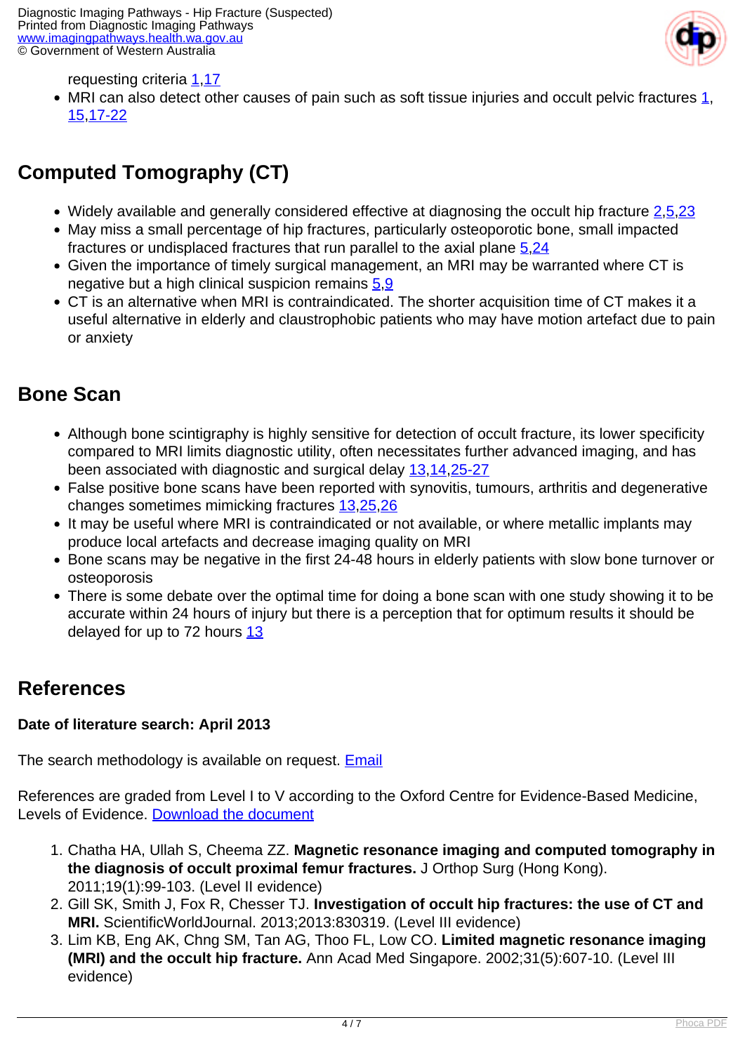requesting criteria [1,17]

- MRI can also detect other causes of pain such as soft tissue injuries and occult pelvic fractures [1, 15,17-22]

## Computed Tomography (CT)

- Widely available and generally considered effective at diagnosing the occult hip fracture [2,5,23]
- May miss a small percentage of hip fractures, particularly osteoporotic bone, small impacted fractures or undisplaced fractures that run parallel to the axial plane [5,24]
- Given the importance of timely surgical management, an MRI may be warranted where CT is negative but a high clinical suspicion remains [5,9]
- CT is an alternative when MRI is contraindicated. The shorter acquisition time of CT makes it a useful alternative in elderly and claustrophobic patients who may have motion artefact due to pain or anxiety

## Bone Scan

- Although bone scintigraphy is highly sensitive for detection of occult fracture, its lower specificity compared to MRI limits diagnostic utility, often necessitates further advanced imaging, and has been associated with diagnostic and surgical delay [13,14,25-27]
- False positive bone scans have been reported with synovitis, tumours, arthritis and degenerative changes sometimes mimicking fractures [13,25,26]
- It may be useful where MRI is contraindicated or not available, or where metallic implants may produce local artefacts and decrease imaging quality on MRI
- Bone scans may be negative in the first 24-48 hours in elderly patients with slow bone turnover or osteoporosis
- There is some debate over the optimal time for doing a bone scan with one study showing it to be accurate within 24 hours of injury but there is a perception that for optimum results it should be delayed for up to 72 hours [13]

## References

**Date of literature search: April 2013**

The search methodology is available on request. Email

References are graded from Level I to V according to the Oxford Centre for Evidence-Based Medicine, Levels of Evidence. Download the document

1. Chatha HA, Ullah S, Cheema ZZ. **Magnetic resonance imaging and computed tomography in the diagnosis of occult proximal femur fractures.** J Orthop Surg (Hong Kong). 2011;19(1):99-103. (Level II evidence)
2. Gill SK, Smith J, Fox R, Chesser TJ. **Investigation of occult hip fractures: the use of CT and MRI.** ScientificWorldJournal. 2013;2013:830319. (Level III evidence)
3. Lim KB, Eng AK, Chng SM, Tan AG, Thoo FL, Low CO. **Limited magnetic resonance imaging (MRI) and the occult hip fracture.** Ann Acad Med Singapore. 2002;31(5):607-10. (Level III evidence)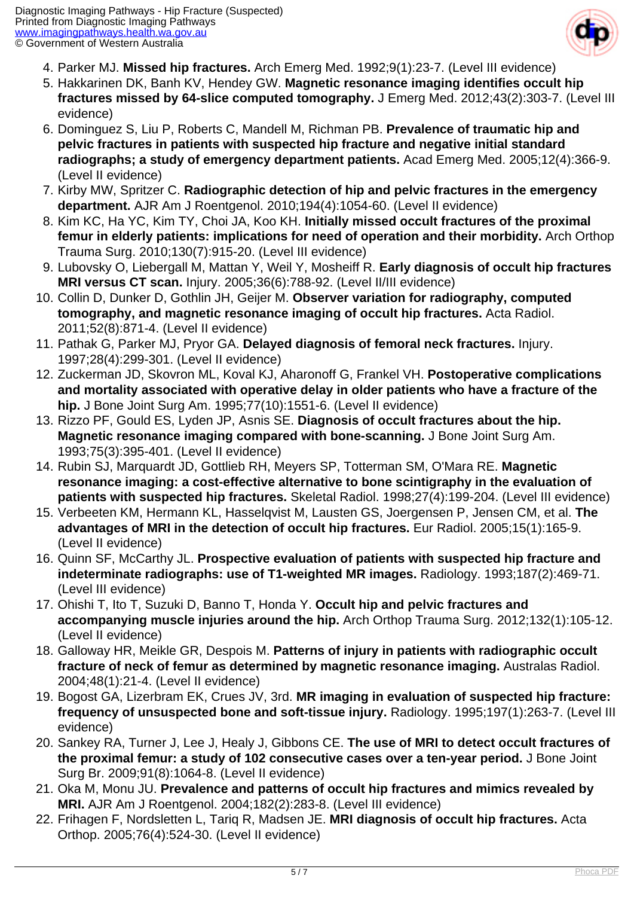4. Parker MJ. **Missed hip fractures.** Arch Emerg Med. 1992;9(1):23-7. (Level III evidence)
5. Hakkarinen DK, Banh KV, Hendey GW. **Magnetic resonance imaging identifies occult hip fractures missed by 64-slice computed tomography.** J Emerg Med. 2012;43(2):303-7. (Level III evidence)
6. Dominguez S, Liu P, Roberts C, Mandell M, Richman PB. **Prevalence of traumatic hip and pelvic fractures in patients with suspected hip fracture and negative initial standard radiographs; a study of emergency department patients.** Acad Emerg Med. 2005;12(4):366-9. (Level II evidence)
7. Kirby MW, Spritzer C. **Radiographic detection of hip and pelvic fractures in the emergency department.** AJR Am J Roentgenol. 2010;194(4):1054-60. (Level II evidence)
8. Kim KC, Ha YC, Kim TY, Choi JA, Koo KH. **Initially missed occult fractures of the proximal femur in elderly patients: implications for need of operation and their morbidity.** Arch Orthop Trauma Surg. 2010;130(7):915-20. (Level III evidence)
9. Lubovsky O, Liebergall M, Mattan Y, Weil Y, Mosheiff R. **Early diagnosis of occult hip fractures MRI versus CT scan.** Injury. 2005;36(6):788-92. (Level II/III evidence)
10. Collin D, Dunker D, Gothlin JH, Geijer M. **Observer variation for radiography, computed tomography, and magnetic resonance imaging of occult hip fractures.** Acta Radiol. 2011;52(8):871-4. (Level II evidence)
11. Pathak G, Parker MJ, Pryor GA. **Delayed diagnosis of femoral neck fractures.** Injury. 1997;28(4):299-301. (Level II evidence)
12. Zuckerman JD, Skovron ML, Koval KJ, Aharonoff G, Frankel VH. **Postoperative complications and mortality associated with operative delay in older patients who have a fracture of the hip.** J Bone Joint Surg Am. 1995;77(10):1551-6. (Level II evidence)
13. Rizzo PF, Gould ES, Lyden JP, Asnis SE. **Diagnosis of occult fractures about the hip. Magnetic resonance imaging compared with bone-scanning.** J Bone Joint Surg Am. 1993;75(3):395-401. (Level II evidence)
14. Rubin SJ, Marquardt JD, Gottlieb RH, Meyers SP, Totterman SM, O'Mara RE. **Magnetic resonance imaging: a cost-effective alternative to bone scintigraphy in the evaluation of patients with suspected hip fractures.** Skeletal Radiol. 1998;27(4):199-204. (Level III evidence)
15. Verbeeten KM, Hermann KL, Hasselqvist M, Lausten GS, Joergensen P, Jensen CM, et al. **The advantages of MRI in the detection of occult hip fractures.** Eur Radiol. 2005;15(1):165-9. (Level II evidence)
16. Quinn SF, McCarthy JL. **Prospective evaluation of patients with suspected hip fracture and indeterminate radiographs: use of T1-weighted MR images.** Radiology. 1993;187(2):469-71. (Level III evidence)
17. Ohishi T, Ito T, Suzuki D, Banno T, Honda Y. **Occult hip and pelvic fractures and accompanying muscle injuries around the hip.** Arch Orthop Trauma Surg. 2012;132(1):105-12. (Level II evidence)
18. Galloway HR, Meikle GR, Despois M. **Patterns of injury in patients with radiographic occult fracture of neck of femur as determined by magnetic resonance imaging.** Australas Radiol. 2004;48(1):21-4. (Level II evidence)
19. Bogost GA, Lizerbram EK, Crues JV, 3rd. **MR imaging in evaluation of suspected hip fracture: frequency of unsuspected bone and soft-tissue injury.** Radiology. 1995;197(1):263-7. (Level III evidence)
20. Sankey RA, Turner J, Lee J, Healy J, Gibbons CE. **The use of MRI to detect occult fractures of the proximal femur: a study of 102 consecutive cases over a ten-year period.** J Bone Joint Surg Br. 2009;91(8):1064-8. (Level II evidence)
21. Oka M, Monu JU. **Prevalence and patterns of occult hip fractures and mimics revealed by MRI.** AJR Am J Roentgenol. 2004;182(2):283-8. (Level III evidence)
22. Frihagen F, Nordsletten L, Tariq R, Madsen JE. **MRI diagnosis of occult hip fractures.** Acta Orthop. 2005;76(4):524-30. (Level II evidence)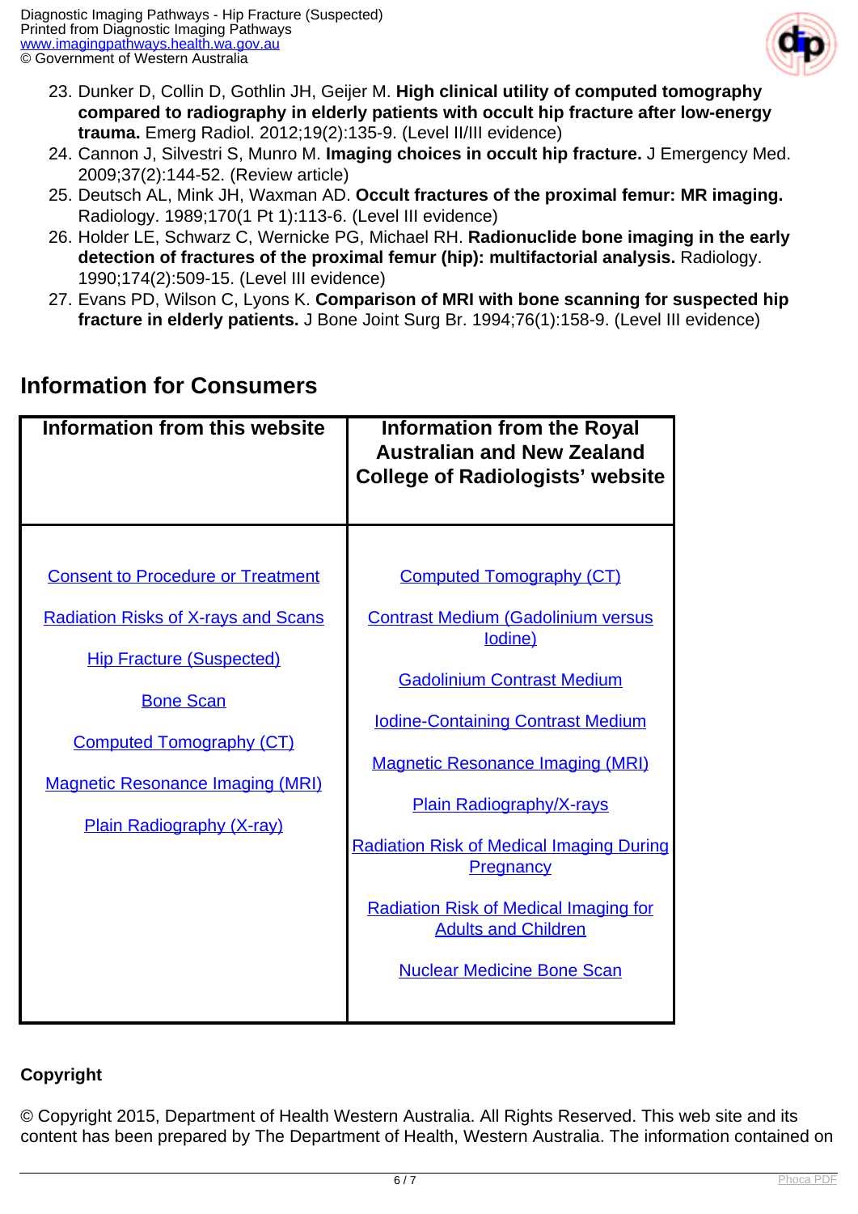23. Dunker D, Collin D, Gothlin JH, Geijer M. **High clinical utility of computed tomography compared to radiography in elderly patients with occult hip fracture after low-energy trauma.** Emerg Radiol. 2012;19(2):135-9. (Level II/III evidence)
24. Cannon J, Silvestri S, Munro M. **Imaging choices in occult hip fracture.** J Emergency Med. 2009;37(2):144-52. (Review article)
25. Deutsch AL, Mink JH, Waxman AD. **Occult fractures of the proximal femur: MR imaging.** Radiology. 1989;170(1 Pt 1):113-6. (Level III evidence)
26. Holder LE, Schwarz C, Wernicke PG, Michael RH. **Radionuclide bone imaging in the early detection of fractures of the proximal femur (hip): multifactorial analysis.** Radiology. 1990;174(2):509-15. (Level III evidence)
27. Evans PD, Wilson C, Lyons K. **Comparison of MRI with bone scanning for suspected hip fracture in elderly patients.** J Bone Joint Surg Br. 1994;76(1):158-9. (Level III evidence)

## Information for Consumers

| Information from this website | Information from the Royal Australian and New Zealand College of Radiologists' website |
|---|---|
| Consent to Procedure or Treatment | Computed Tomography (CT) |
| Radiation Risks of X-rays and Scans | Contrast Medium (Gadolinium versus Iodine) |
| Hip Fracture (Suspected) | Gadolinium Contrast Medium |
| Bone Scan | Iodine-Containing Contrast Medium |
| Computed Tomography (CT) | Magnetic Resonance Imaging (MRI) |
| Magnetic Resonance Imaging (MRI) | Plain Radiography/X-rays |
| Plain Radiography (X-ray) | Radiation Risk of Medical Imaging During Pregnancy |
| | Radiation Risk of Medical Imaging for Adults and Children |
| | Nuclear Medicine Bone Scan |

**Copyright**

© Copyright 2015, Department of Health Western Australia. All Rights Reserved. This web site and its content has been prepared by The Department of Health, Western Australia. The information contained on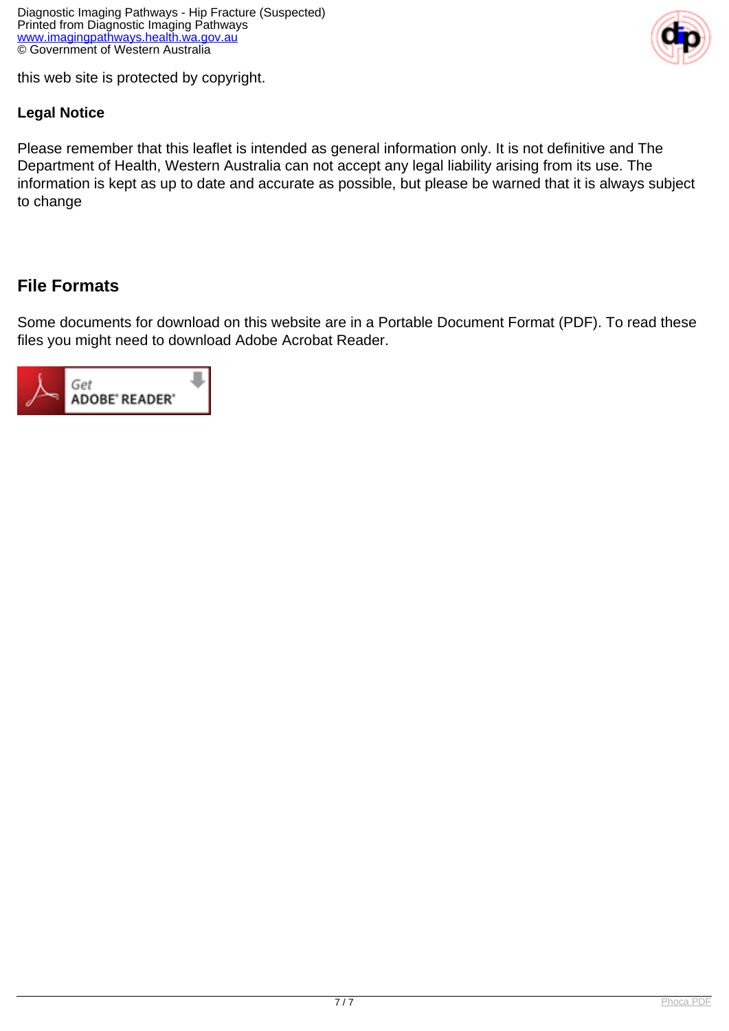this web site is protected by copyright.

**Legal Notice**

Please remember that this leaflet is intended as general information only. It is not definitive and The Department of Health, Western Australia can not accept any legal liability arising from its use. The information is kept as up to date and accurate as possible, but please be warned that it is always subject to change

## File Formats

Some documents for download on this website are in a Portable Document Format (PDF). To read these files you might need to download Adobe Acrobat Reader.